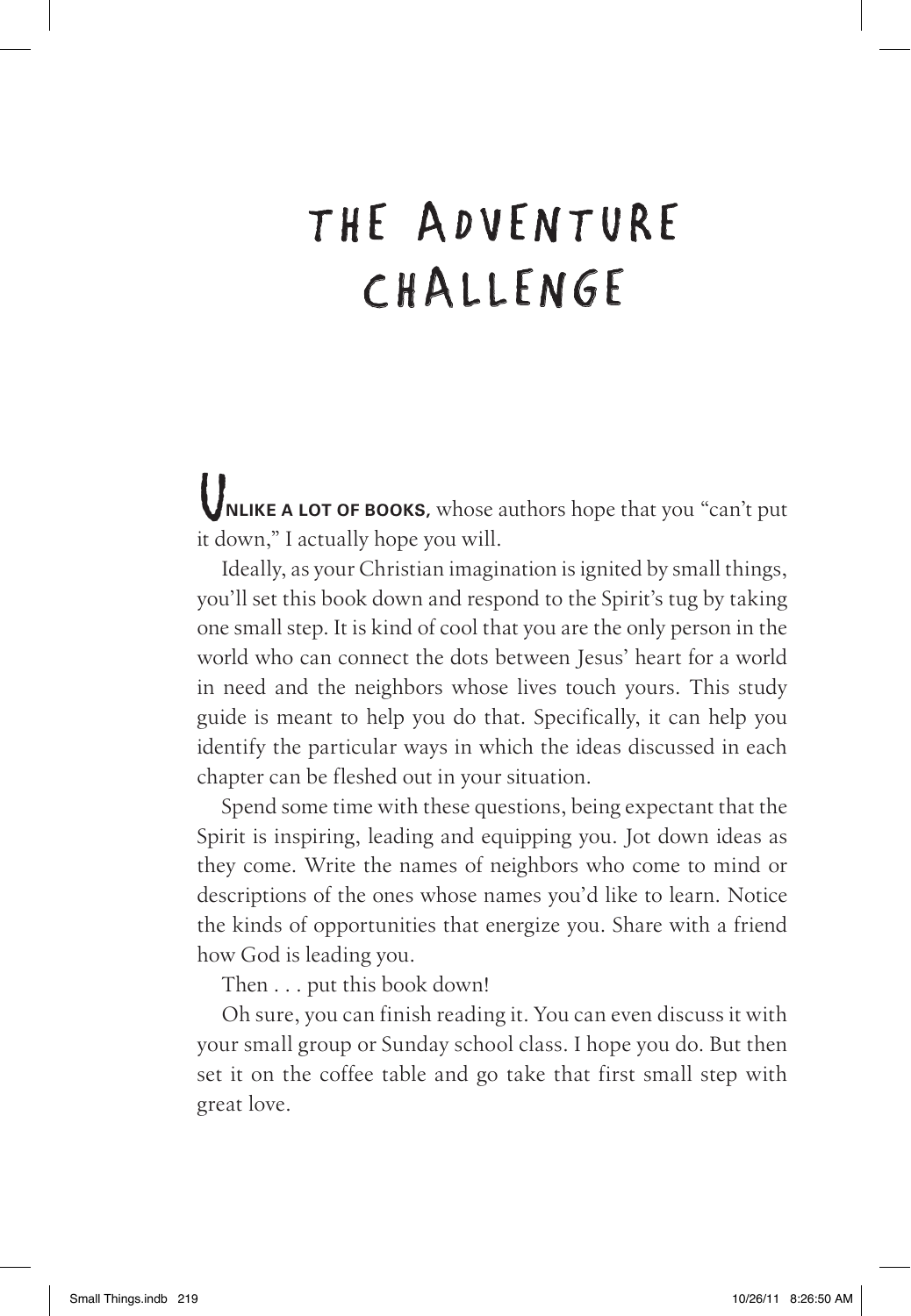# The Adventure Challenge

**Unlike a lot of books,** whose authors hope that you "can't put it down," I actually hope you will.

Ideally, as your Christian imagination is ignited by small things, you'll set this book down and respond to the Spirit's tug by taking one small step. It is kind of cool that you are the only person in the world who can connect the dots between Jesus' heart for a world in need and the neighbors whose lives touch yours. This study guide is meant to help you do that. Specifically, it can help you identify the particular ways in which the ideas discussed in each chapter can be fleshed out in your situation.

Spend some time with these questions, being expectant that the Spirit is inspiring, leading and equipping you. Jot down ideas as they come. Write the names of neighbors who come to mind or descriptions of the ones whose names you'd like to learn. Notice the kinds of opportunities that energize you. Share with a friend how God is leading you.

Then . . . put this book down!

Oh sure, you can finish reading it. You can even discuss it with your small group or Sunday school class. I hope you do. But then set it on the coffee table and go take that first small step with great love.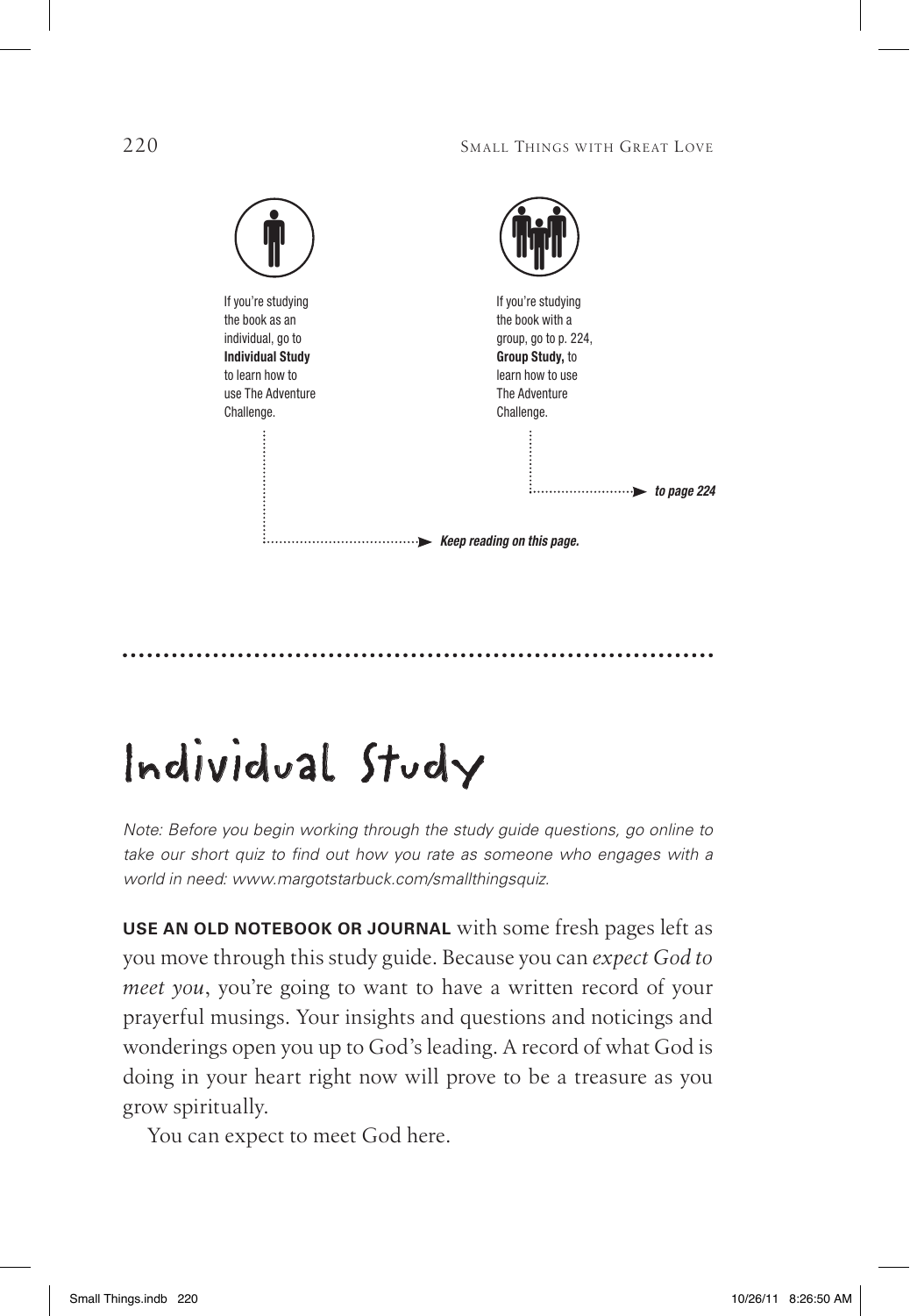If you're studying the book as an individual, go to **Individual Study** to learn how to use The Adventure Challenge.

*Keep reading on this page.*

If you're studying the book with a group, go to p. 224, **Group Study,** to learn how to use The Adventure Challenge.

*to page 224*

# Individual Study

*Note: Before you begin working through the study guide questions, go online to take our short quiz to find out how you rate as someone who engages with a world in need: www.margotstarbuck.com/smallthingsquiz.*

**USE AN OLD NOTEBOOK OR JOURNAL** with some fresh pages left as you move through this study guide. Because you can *expect God to meet you*, you're going to want to have a written record of your prayerful musings. Your insights and questions and noticings and wonderings open you up to God's leading. A record of what God is doing in your heart right now will prove to be a treasure as you grow spiritually.

You can expect to meet God here.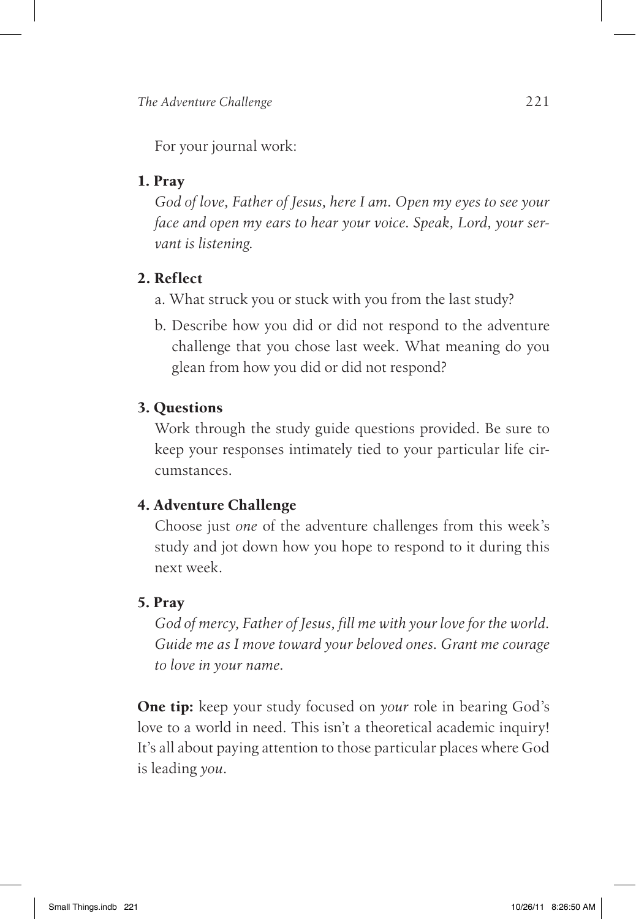For your journal work:

**1. Pray**

*God of love, Father of Jesus, here I am. Open my eyes to see your face and open my ears to hear your voice. Speak, Lord, your servant is listening.*

**2. Reflect**

a. What struck you or stuck with you from the last study?

b. Describe how you did or did not respond to the adventure challenge that you chose last week. What meaning do you glean from how you did or did not respond?

**3. Questions**

Work through the study guide questions provided. Be sure to keep your responses intimately tied to your particular life circumstances.

**4. Adventure Challenge**

Choose just *one* of the adventure challenges from this week's study and jot down how you hope to respond to it during this next week.

**5. Pray**

*God of mercy, Father of Jesus, fill me with your love for the world. Guide me as I move toward your beloved ones. Grant me courage to love in your name.*

**One tip:** keep your study focused on *your* role in bearing God's love to a world in need. This isn't a theoretical academic inquiry! It's all about paying attention to those particular places where God is leading *you*.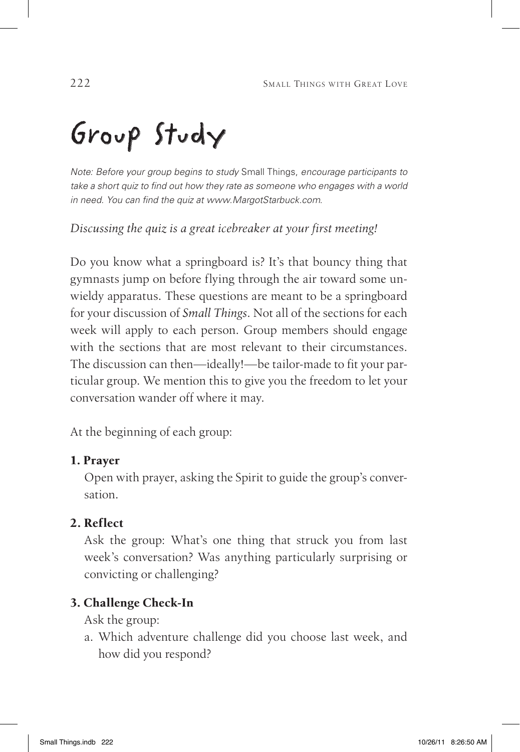# Group Study

*Note: Before your group begins to study* Small Things, *encourage participants to take a short quiz to find out how they rate as someone who engages with a world in need. You can find the quiz at www.MargotStarbuck.com.*

*Discussing the quiz is a great icebreaker at your first meeting!*

Do you know what a springboard is? It's that bouncy thing that gymnasts jump on before flying through the air toward some unwieldy apparatus. These questions are meant to be a springboard for your discussion of *Small Things*. Not all of the sections for each week will apply to each person. Group members should engage with the sections that are most relevant to their circumstances. The discussion can then—ideally!—be tailor-made to fit your particular group. We mention this to give you the freedom to let your conversation wander off where it may.

At the beginning of each group:

**1. Prayer**

Open with prayer, asking the Spirit to guide the group's conversation.

**2. Reflect**

Ask the group: What's one thing that struck you from last week's conversation? Was anything particularly surprising or convicting or challenging?

**3. Challenge Check-In**

Ask the group:

a. Which adventure challenge did you choose last week, and how did you respond?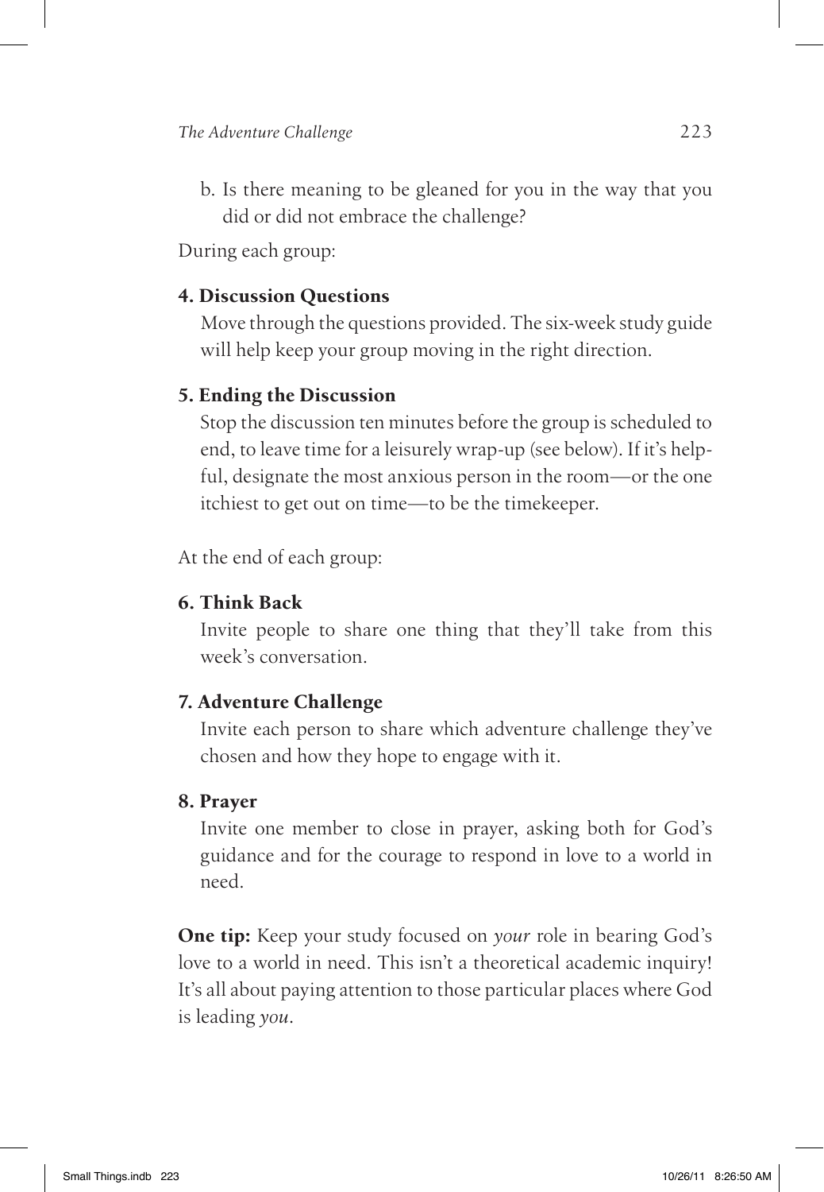b. Is there meaning to be gleaned for you in the way that you did or did not embrace the challenge?

During each group:

**4. Discussion Questions**

Move through the questions provided. The six-week study guide will help keep your group moving in the right direction.

**5. Ending the Discussion**

Stop the discussion ten minutes before the group is scheduled to end, to leave time for a leisurely wrap-up (see below). If it's helpful, designate the most anxious person in the room—or the one itchiest to get out on time—to be the timekeeper.

At the end of each group:

**6. Think Back**

Invite people to share one thing that they'll take from this week's conversation.

**7. Adventure Challenge**

Invite each person to share which adventure challenge they've chosen and how they hope to engage with it.

**8. Prayer**

Invite one member to close in prayer, asking both for God's guidance and for the courage to respond in love to a world in need.

**One tip:** Keep your study focused on *your* role in bearing God's love to a world in need. This isn't a theoretical academic inquiry! It's all about paying attention to those particular places where God is leading *you*.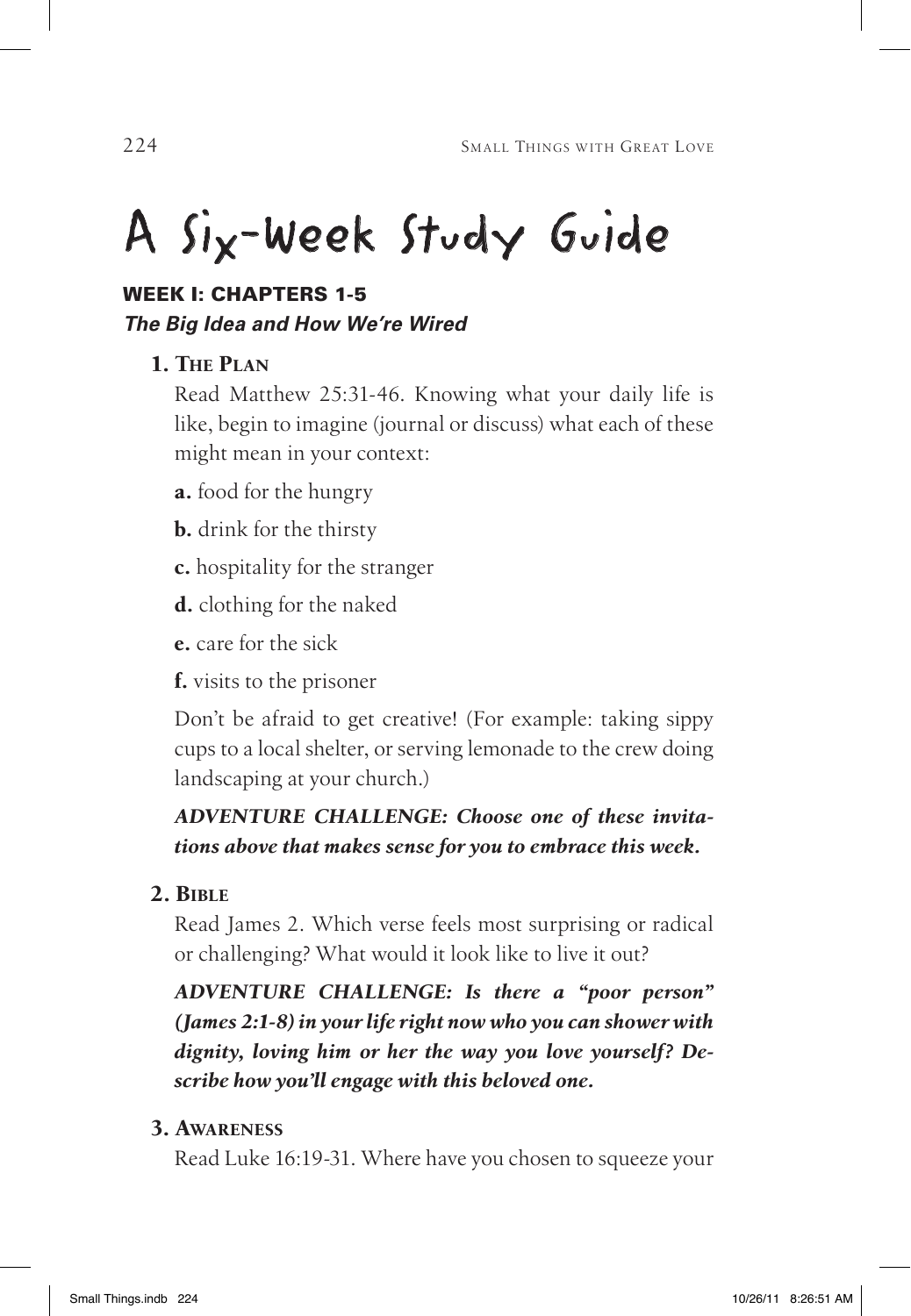# A Six-Week Study Guide

## WEEK I: CHAPTERS 1-5

### *The Big Idea and How We're Wired*

**1. The Plan**

Read Matthew 25:31-46. Knowing what your daily life is like, begin to imagine (journal or discuss) what each of these might mean in your context:

**a.** food for the hungry

**b.** drink for the thirsty

**c.** hospitality for the stranger

**d.** clothing for the naked

**e.** care for the sick

**f.** visits to the prisoner

Don't be afraid to get creative! (For example: taking sippy cups to a local shelter, or serving lemonade to the crew doing landscaping at your church.)

***ADVENTURE CHALLENGE: Choose one of these invitations above that makes sense for you to embrace this week.***

**2. Bible**

Read James 2. Which verse feels most surprising or radical or challenging? What would it look like to live it out?

***ADVENTURE CHALLENGE: Is there a "poor person" (James 2:1-8) in your life right now who you can shower with dignity, loving him or her the way you love yourself? Describe how you'll engage with this beloved one.***

**3. Awareness**

Read Luke 16:19-31. Where have you chosen to squeeze your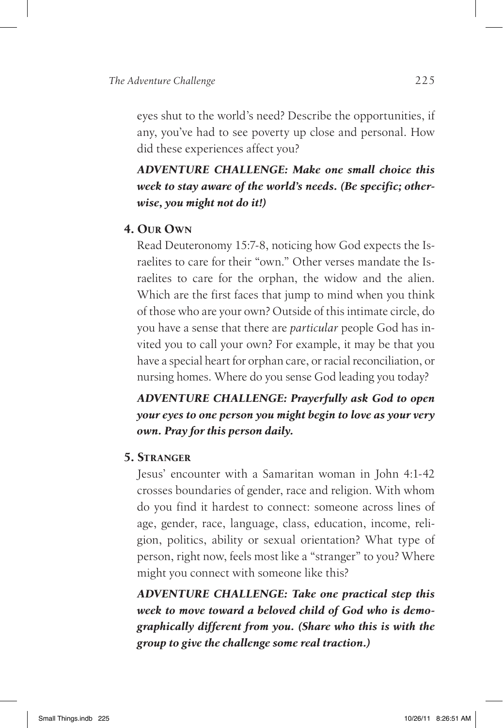eyes shut to the world's need? Describe the opportunities, if any, you've had to see poverty up close and personal. How did these experiences affect you?

***ADVENTURE CHALLENGE: Make one small choice this week to stay aware of the world's needs. (Be specific; otherwise, you might not do it!)***

### 4. Our Own

Read Deuteronomy 15:7-8, noticing how God expects the Israelites to care for their "own." Other verses mandate the Israelites to care for the orphan, the widow and the alien. Which are the first faces that jump to mind when you think of those who are your own? Outside of this intimate circle, do you have a sense that there are *particular* people God has invited you to call your own? For example, it may be that you have a special heart for orphan care, or racial reconciliation, or nursing homes. Where do you sense God leading you today?

***ADVENTURE CHALLENGE: Prayerfully ask God to open your eyes to one person you might begin to love as your very own. Pray for this person daily.***

### 5. Stranger

Jesus' encounter with a Samaritan woman in John 4:1-42 crosses boundaries of gender, race and religion. With whom do you find it hardest to connect: someone across lines of age, gender, race, language, class, education, income, religion, politics, ability or sexual orientation? What type of person, right now, feels most like a "stranger" to you? Where might you connect with someone like this?

***ADVENTURE CHALLENGE: Take one practical step this week to move toward a beloved child of God who is demographically different from you. (Share who this is with the group to give the challenge some real traction.)***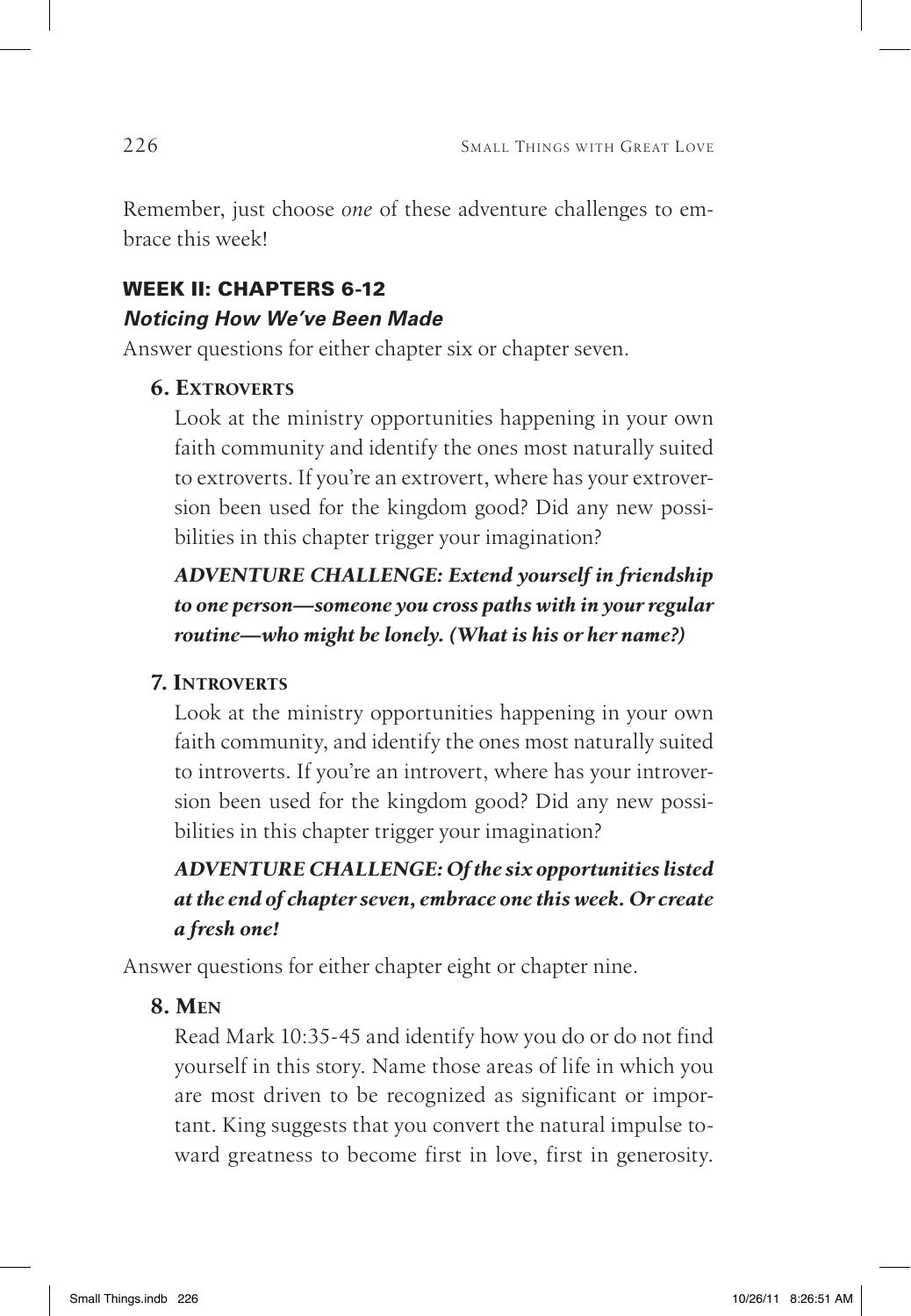Remember, just choose *one* of these adventure challenges to embrace this week!

## WEEK II: CHAPTERS 6-12

### *Noticing How We've Been Made*

Answer questions for either chapter six or chapter seven.

**6. Extroverts**

Look at the ministry opportunities happening in your own faith community and identify the ones most naturally suited to extroverts. If you're an extrovert, where has your extroversion been used for the kingdom good? Did any new possibilities in this chapter trigger your imagination?

***ADVENTURE CHALLENGE: Extend yourself in friendship to one person—someone you cross paths with in your regular routine—who might be lonely. (What is his or her name?)***

**7. Introverts**

Look at the ministry opportunities happening in your own faith community, and identify the ones most naturally suited to introverts. If you're an introvert, where has your introversion been used for the kingdom good? Did any new possibilities in this chapter trigger your imagination?

***ADVENTURE CHALLENGE: Of the six opportunities listed at the end of chapter seven, embrace one this week. Or create a fresh one!***

Answer questions for either chapter eight or chapter nine.

**8. Men**

Read Mark 10:35-45 and identify how you do or do not find yourself in this story. Name those areas of life in which you are most driven to be recognized as significant or important. King suggests that you convert the natural impulse toward greatness to become first in love, first in generosity.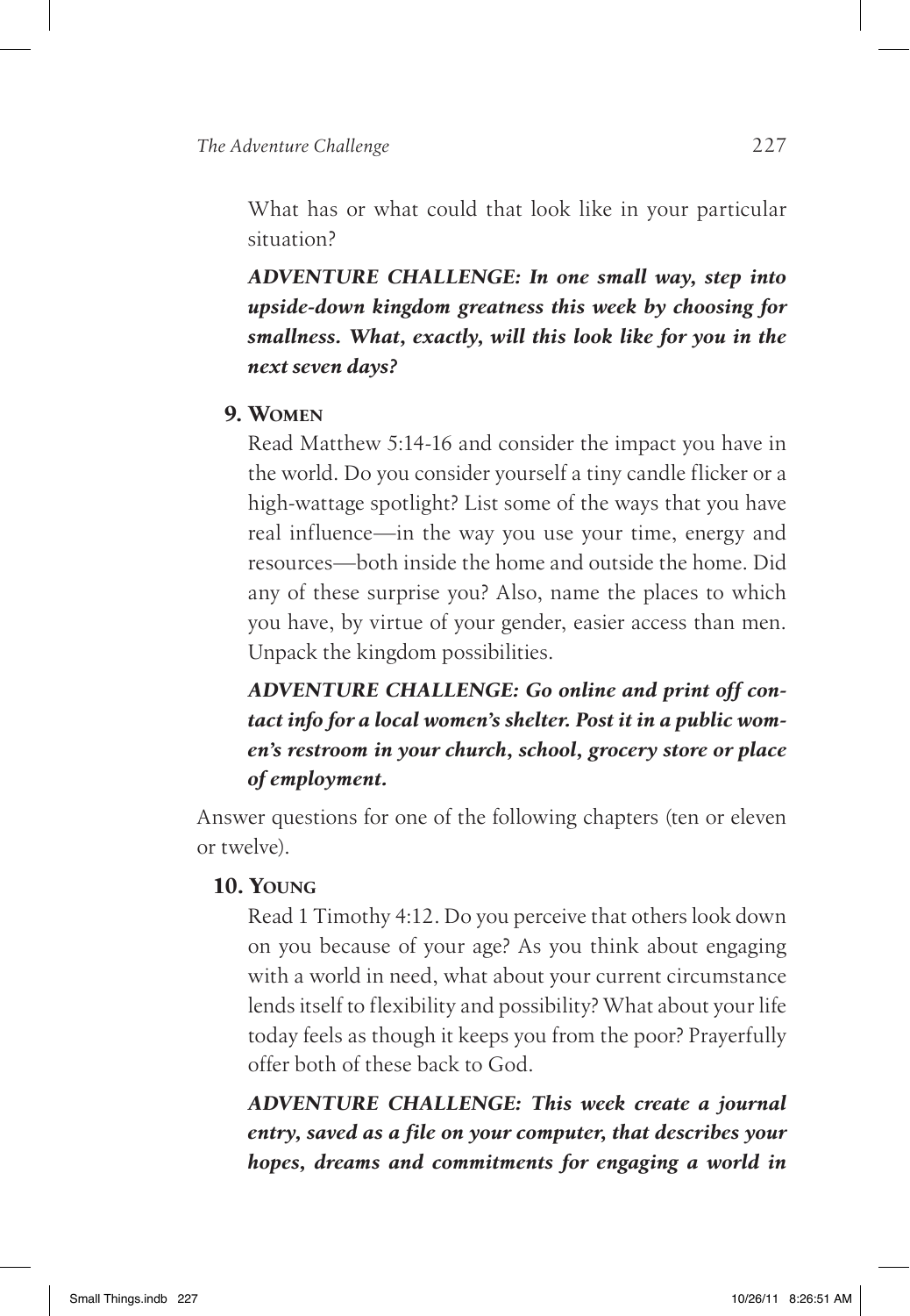What has or what could that look like in your particular situation?

***ADVENTURE CHALLENGE: In one small way, step into upside-down kingdom greatness this week by choosing for smallness. What, exactly, will this look like for you in the next seven days?***

### 9. Women

Read Matthew 5:14-16 and consider the impact you have in the world. Do you consider yourself a tiny candle flicker or a high-wattage spotlight? List some of the ways that you have real influence—in the way you use your time, energy and resources—both inside the home and outside the home. Did any of these surprise you? Also, name the places to which you have, by virtue of your gender, easier access than men. Unpack the kingdom possibilities.

***ADVENTURE CHALLENGE: Go online and print off contact info for a local women's shelter. Post it in a public women's restroom in your church, school, grocery store or place of employment.***

Answer questions for one of the following chapters (ten or eleven or twelve).

### 10. Young

Read 1 Timothy 4:12. Do you perceive that others look down on you because of your age? As you think about engaging with a world in need, what about your current circumstance lends itself to flexibility and possibility? What about your life today feels as though it keeps you from the poor? Prayerfully offer both of these back to God.

***ADVENTURE CHALLENGE: This week create a journal entry, saved as a file on your computer, that describes your hopes, dreams and commitments for engaging a world in***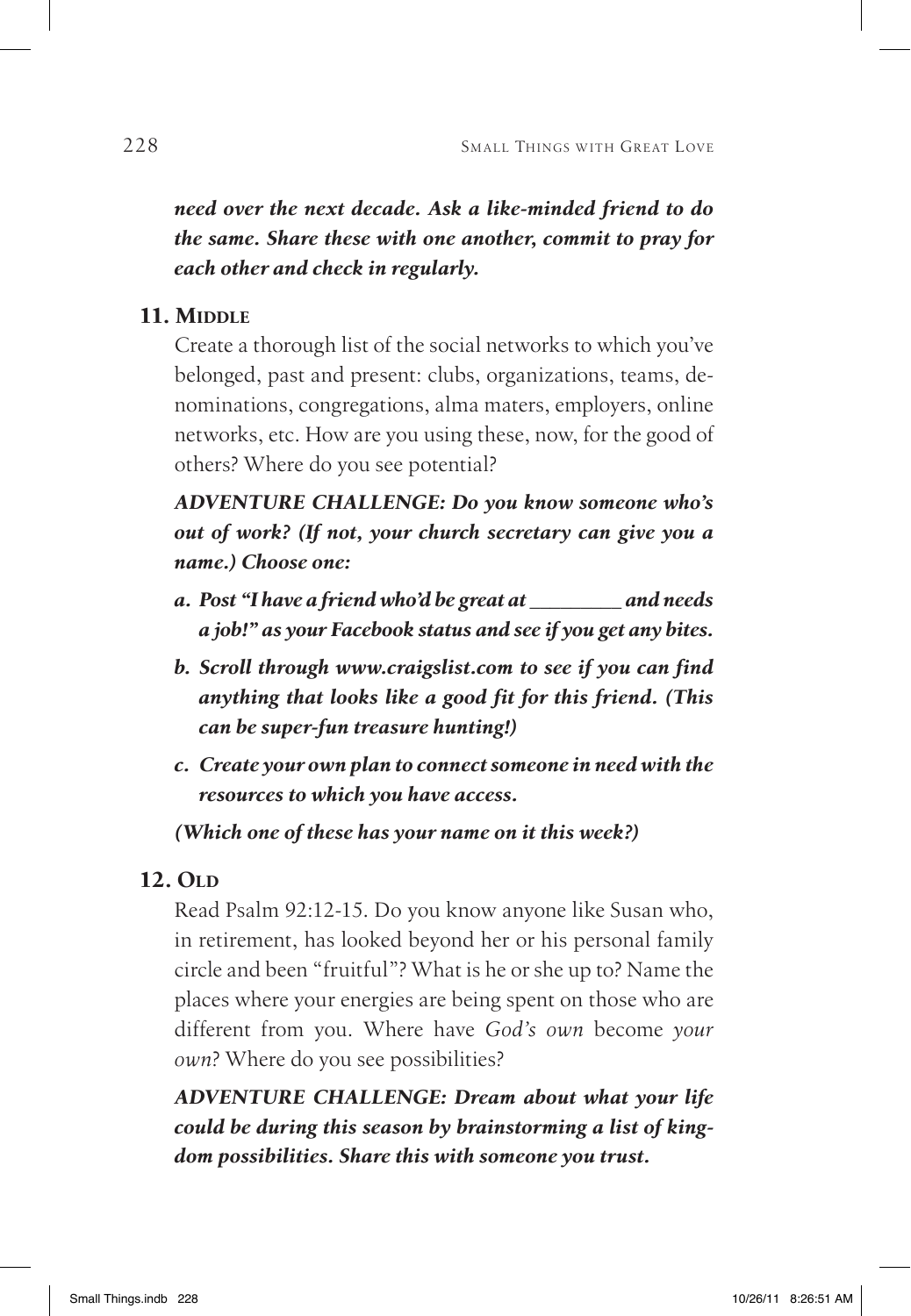***need over the next decade. Ask a like-minded friend to do the same. Share these with one another, commit to pray for each other and check in regularly.***

### 11. Middle

Create a thorough list of the social networks to which you've belonged, past and present: clubs, organizations, teams, denominations, congregations, alma maters, employers, online networks, etc. How are you using these, now, for the good of others? Where do you see potential?

***ADVENTURE CHALLENGE: Do you know someone who's out of work? (If not, your church secretary can give you a name.) Choose one:***

***a. Post "I have a friend who'd be great at _________ and needs a job!" as your Facebook status and see if you get any bites.***

***b. Scroll through www.craigslist.com to see if you can find anything that looks like a good fit for this friend. (This can be super-fun treasure hunting!)***

***c. Create your own plan to connect someone in need with the resources to which you have access.***

***(Which one of these has your name on it this week?)***

### 12. Old

Read Psalm 92:12-15. Do you know anyone like Susan who, in retirement, has looked beyond her or his personal family circle and been "fruitful"? What is he or she up to? Name the places where your energies are being spent on those who are different from you. Where have *God's own* become *your own*? Where do you see possibilities?

***ADVENTURE CHALLENGE: Dream about what your life could be during this season by brainstorming a list of kingdom possibilities. Share this with someone you trust.***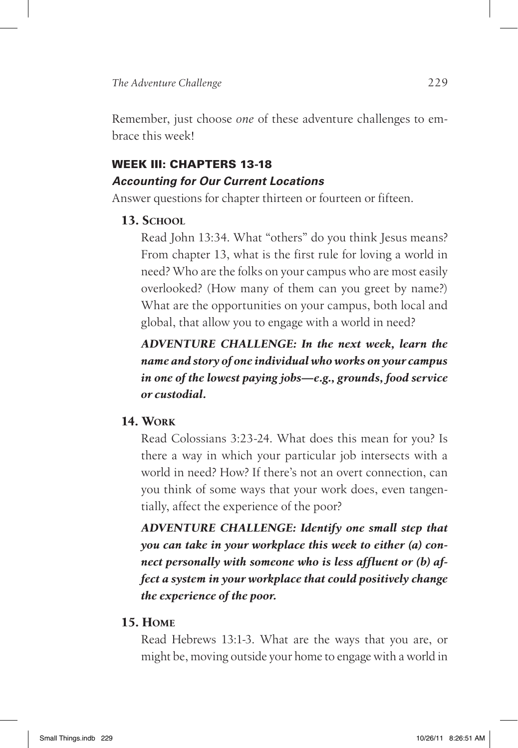Remember, just choose *one* of these adventure challenges to embrace this week!

## WEEK III: CHAPTERS 13-18

### *Accounting for Our Current Locations*

Answer questions for chapter thirteen or fourteen or fifteen.

**13. School**

Read John 13:34. What "others" do you think Jesus means? From chapter 13, what is the first rule for loving a world in need? Who are the folks on your campus who are most easily overlooked? (How many of them can you greet by name?) What are the opportunities on your campus, both local and global, that allow you to engage with a world in need?

***ADVENTURE CHALLENGE: In the next week, learn the name and story of one individual who works on your campus in one of the lowest paying jobs—e.g., grounds, food service or custodial.***

**14. Work**

Read Colossians 3:23-24. What does this mean for you? Is there a way in which your particular job intersects with a world in need? How? If there's not an overt connection, can you think of some ways that your work does, even tangentially, affect the experience of the poor?

***ADVENTURE CHALLENGE: Identify one small step that you can take in your workplace this week to either (a) connect personally with someone who is less affluent or (b) affect a system in your workplace that could positively change the experience of the poor.***

**15. Home**

Read Hebrews 13:1-3. What are the ways that you are, or might be, moving outside your home to engage with a world in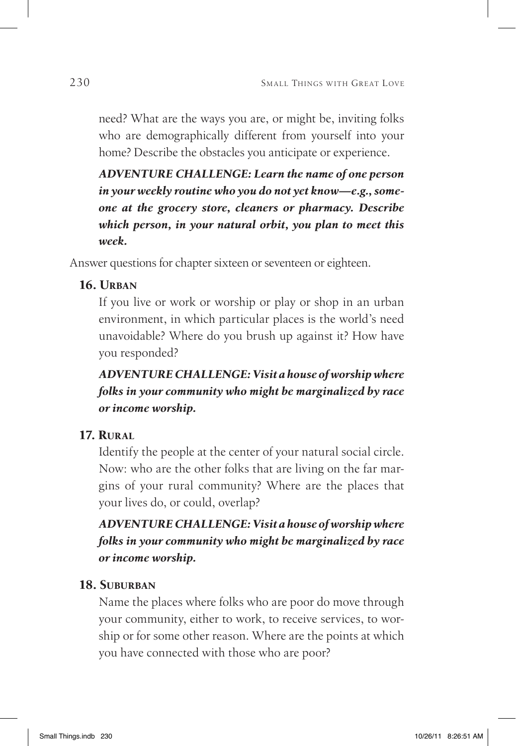need? What are the ways you are, or might be, inviting folks who are demographically different from yourself into your home? Describe the obstacles you anticipate or experience.

***ADVENTURE CHALLENGE: Learn the name of one person in your weekly routine who you do not yet know—e.g., someone at the grocery store, cleaners or pharmacy. Describe which person, in your natural orbit, you plan to meet this week.***

Answer questions for chapter sixteen or seventeen or eighteen.

### 16. Urban

If you live or work or worship or play or shop in an urban environment, in which particular places is the world's need unavoidable? Where do you brush up against it? How have you responded?

***ADVENTURE CHALLENGE: Visit a house of worship where folks in your community who might be marginalized by race or income worship.***

### 17. Rural

Identify the people at the center of your natural social circle. Now: who are the other folks that are living on the far margins of your rural community? Where are the places that your lives do, or could, overlap?

***ADVENTURE CHALLENGE: Visit a house of worship where folks in your community who might be marginalized by race or income worship.***

### 18. Suburban

Name the places where folks who are poor do move through your community, either to work, to receive services, to worship or for some other reason. Where are the points at which you have connected with those who are poor?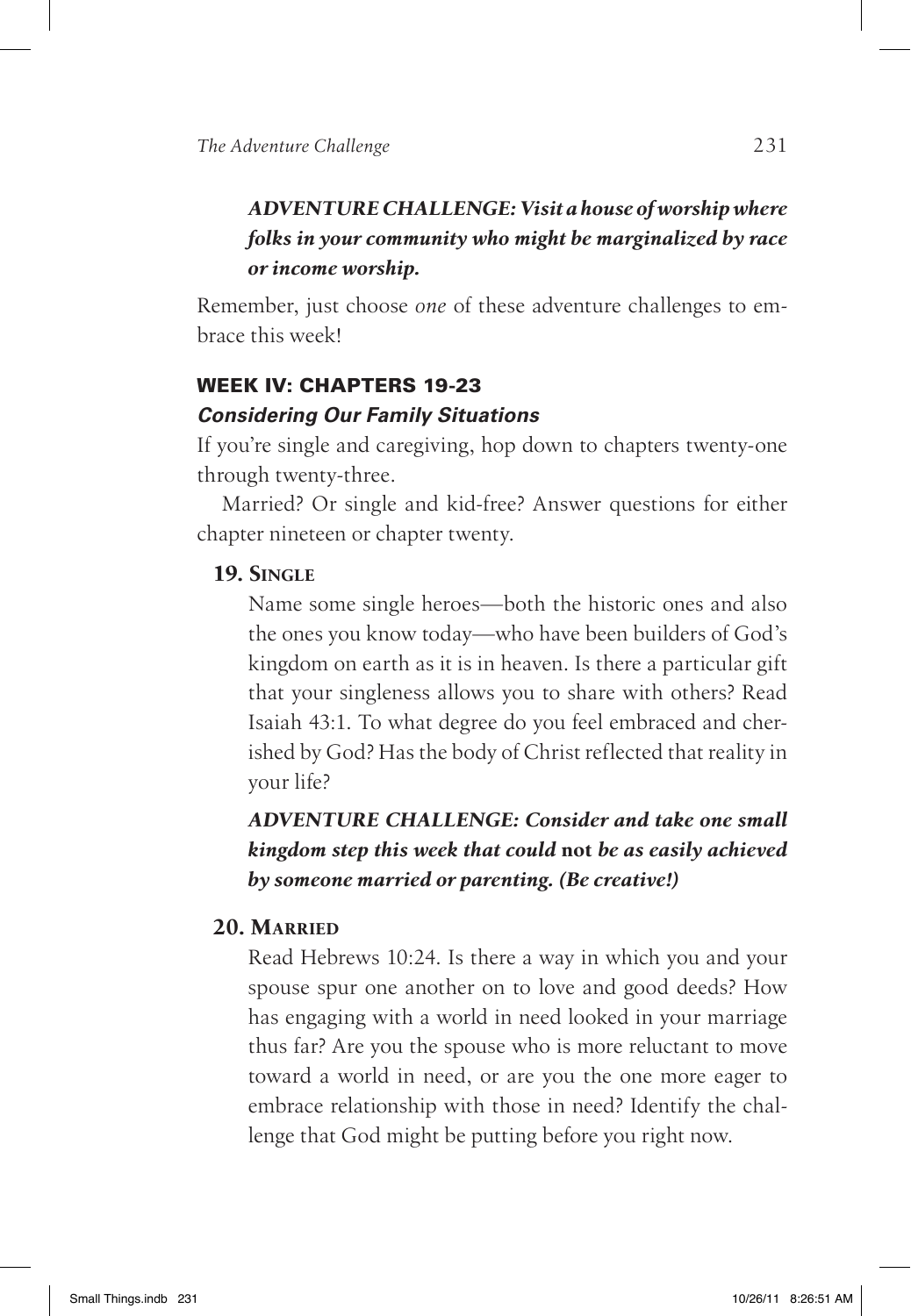***ADVENTURE CHALLENGE: Visit a house of worship where folks in your community who might be marginalized by race or income worship.***

Remember, just choose *one* of these adventure challenges to embrace this week!

## WEEK IV: CHAPTERS 19-23

### *Considering Our Family Situations*

If you're single and caregiving, hop down to chapters twenty-one through twenty-three.

Married? Or single and kid-free? Answer questions for either chapter nineteen or chapter twenty.

**19. Single**

Name some single heroes—both the historic ones and also the ones you know today—who have been builders of God's kingdom on earth as it is in heaven. Is there a particular gift that your singleness allows you to share with others? Read Isaiah 43:1. To what degree do you feel embraced and cherished by God? Has the body of Christ reflected that reality in your life?

***ADVENTURE CHALLENGE: Consider and take one small kingdom step this week that could*** **not** ***be as easily achieved by someone married or parenting. (Be creative!)***

**20. Married**

Read Hebrews 10:24. Is there a way in which you and your spouse spur one another on to love and good deeds? How has engaging with a world in need looked in your marriage thus far? Are you the spouse who is more reluctant to move toward a world in need, or are you the one more eager to embrace relationship with those in need? Identify the challenge that God might be putting before you right now.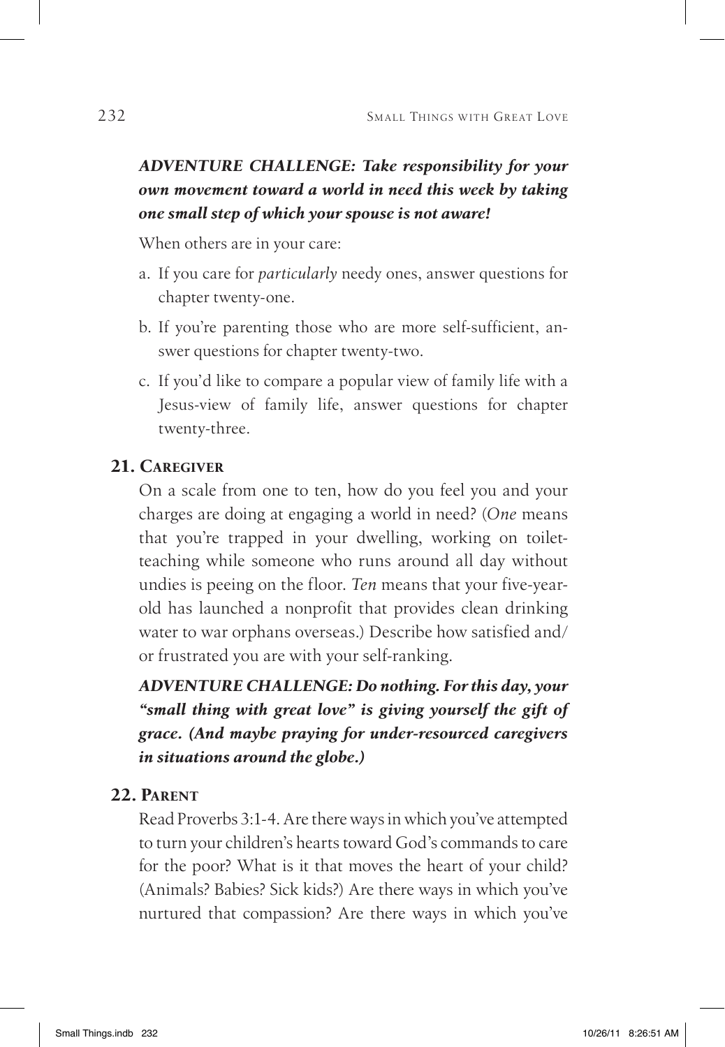***ADVENTURE CHALLENGE: Take responsibility for your own movement toward a world in need this week by taking one small step of which your spouse is not aware!***

When others are in your care:

a. If you care for *particularly* needy ones, answer questions for chapter twenty-one.
b. If you're parenting those who are more self-sufficient, answer questions for chapter twenty-two.
c. If you'd like to compare a popular view of family life with a Jesus-view of family life, answer questions for chapter twenty-three.

### 21. Caregiver

On a scale from one to ten, how do you feel you and your charges are doing at engaging a world in need? (*One* means that you're trapped in your dwelling, working on toilet-teaching while someone who runs around all day without undies is peeing on the floor. *Ten* means that your five-year-old has launched a nonprofit that provides clean drinking water to war orphans overseas.) Describe how satisfied and/or frustrated you are with your self-ranking.

***ADVENTURE CHALLENGE: Do nothing. For this day, your "small thing with great love" is giving yourself the gift of grace. (And maybe praying for under-resourced caregivers in situations around the globe.)***

### 22. Parent

Read Proverbs 3:1-4. Are there ways in which you've attempted to turn your children's hearts toward God's commands to care for the poor? What is it that moves the heart of your child? (Animals? Babies? Sick kids?) Are there ways in which you've nurtured that compassion? Are there ways in which you've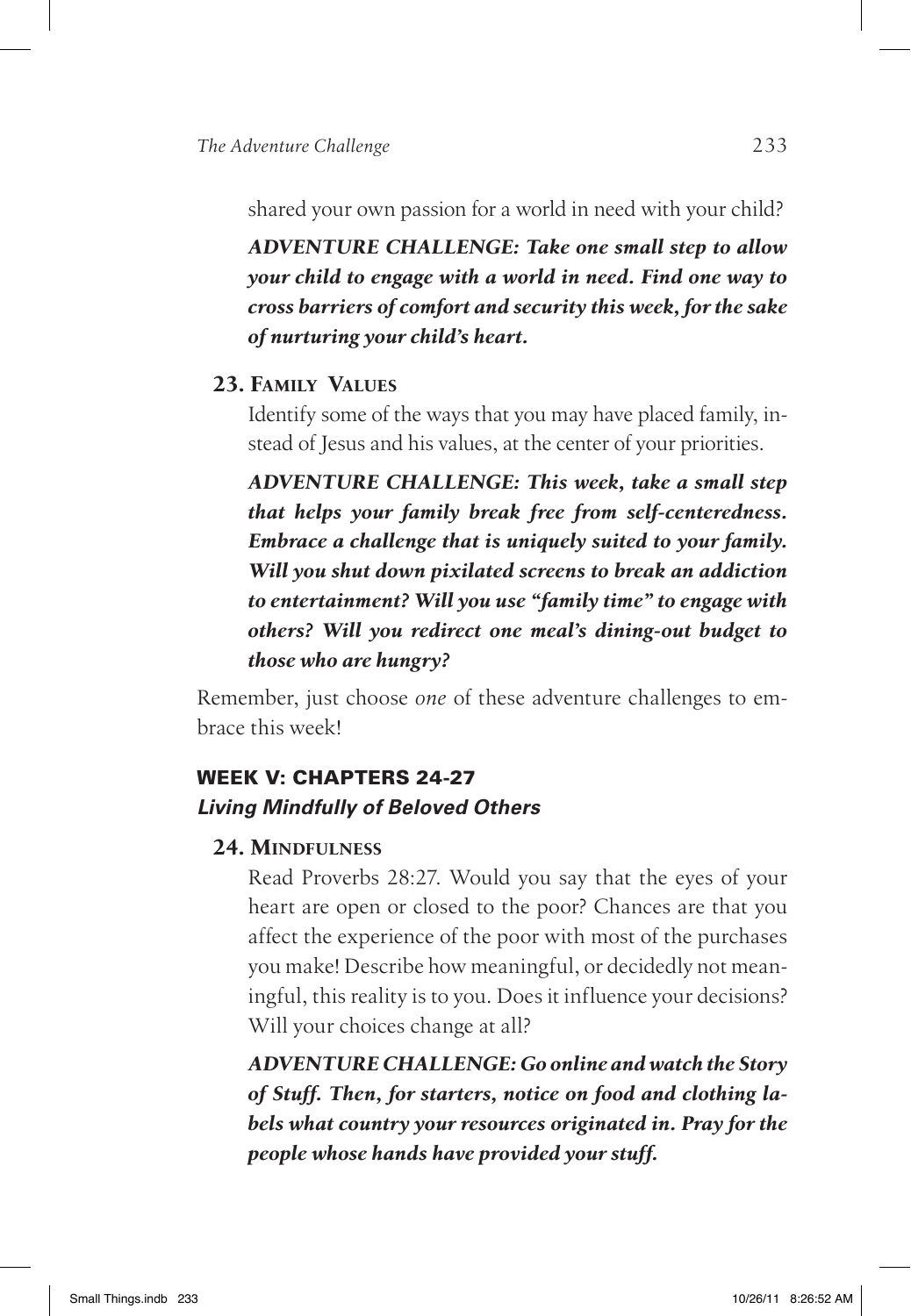shared your own passion for a world in need with your child?

***ADVENTURE CHALLENGE: Take one small step to allow your child to engage with a world in need. Find one way to cross barriers of comfort and security this week, for the sake of nurturing your child's heart.***

**23. Family Values**

Identify some of the ways that you may have placed family, instead of Jesus and his values, at the center of your priorities.

***ADVENTURE CHALLENGE: This week, take a small step that helps your family break free from self-centeredness. Embrace a challenge that is uniquely suited to your family. Will you shut down pixilated screens to break an addiction to entertainment? Will you use "family time" to engage with others? Will you redirect one meal's dining-out budget to those who are hungry?***

Remember, just choose *one* of these adventure challenges to embrace this week!

## WEEK V: CHAPTERS 24-27
### *Living Mindfully of Beloved Others*

**24. Mindfulness**

Read Proverbs 28:27. Would you say that the eyes of your heart are open or closed to the poor? Chances are that you affect the experience of the poor with most of the purchases you make! Describe how meaningful, or decidedly not meaningful, this reality is to you. Does it influence your decisions? Will your choices change at all?

***ADVENTURE CHALLENGE: Go online and watch the Story of Stuff. Then, for starters, notice on food and clothing labels what country your resources originated in. Pray for the people whose hands have provided your stuff.***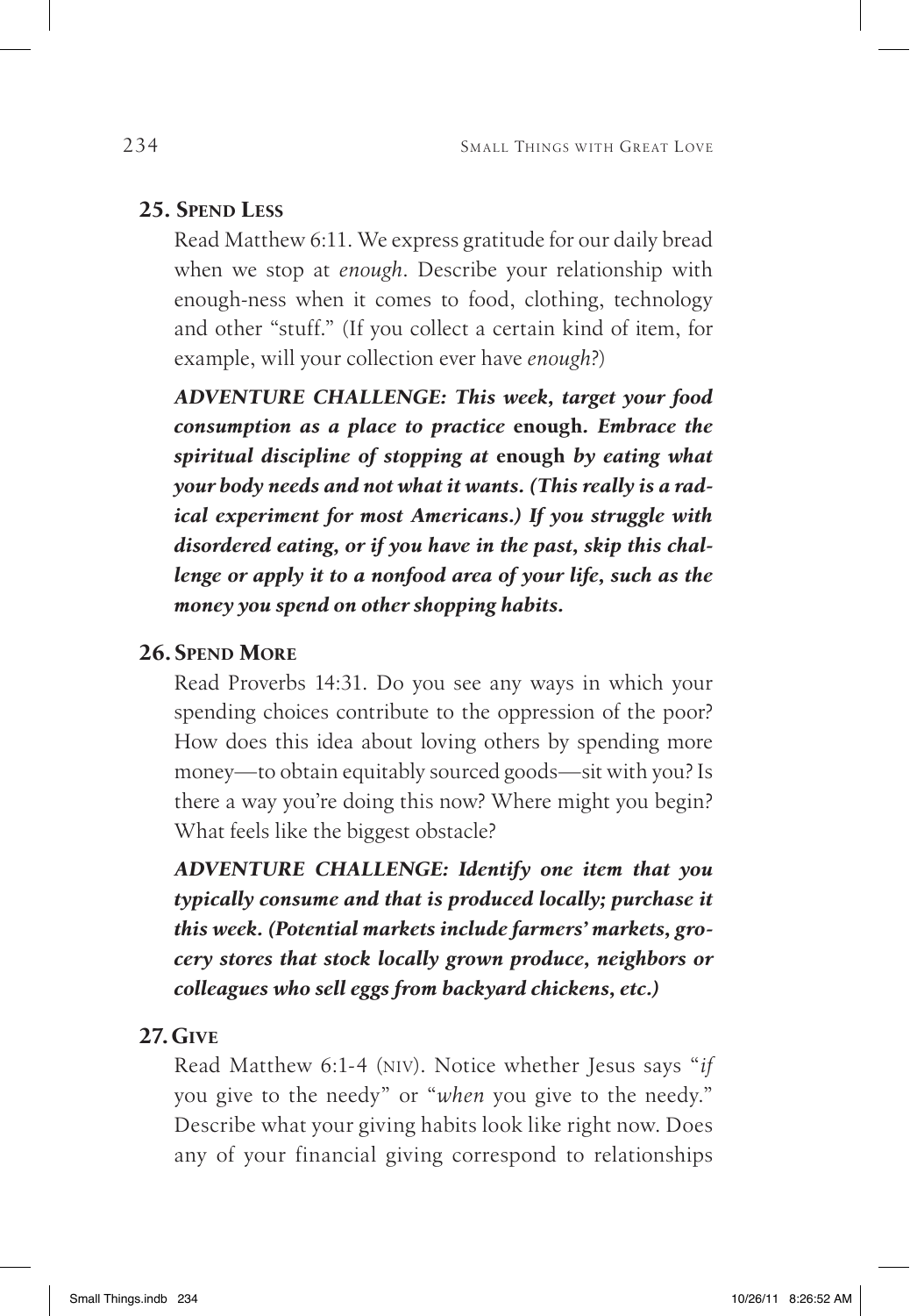### 25. Spend Less

Read Matthew 6:11. We express gratitude for our daily bread when we stop at *enough*. Describe your relationship with enough-ness when it comes to food, clothing, technology and other "stuff." (If you collect a certain kind of item, for example, will your collection ever have *enough*?)

***ADVENTURE CHALLENGE: This week, target your food consumption as a place to practice* enough*. Embrace the spiritual discipline of stopping at* enough *by eating what your body needs and not what it wants. (This really is a radical experiment for most Americans.) If you struggle with disordered eating, or if you have in the past, skip this challenge or apply it to a nonfood area of your life, such as the money you spend on other shopping habits.***

### 26. Spend More

Read Proverbs 14:31. Do you see any ways in which your spending choices contribute to the oppression of the poor? How does this idea about loving others by spending more money—to obtain equitably sourced goods—sit with you? Is there a way you're doing this now? Where might you begin? What feels like the biggest obstacle?

***ADVENTURE CHALLENGE: Identify one item that you typically consume and that is produced locally; purchase it this week. (Potential markets include farmers' markets, grocery stores that stock locally grown produce, neighbors or colleagues who sell eggs from backyard chickens, etc.)***

### 27. Give

Read Matthew 6:1-4 (NIV). Notice whether Jesus says "*if* you give to the needy" or "*when* you give to the needy." Describe what your giving habits look like right now. Does any of your financial giving correspond to relationships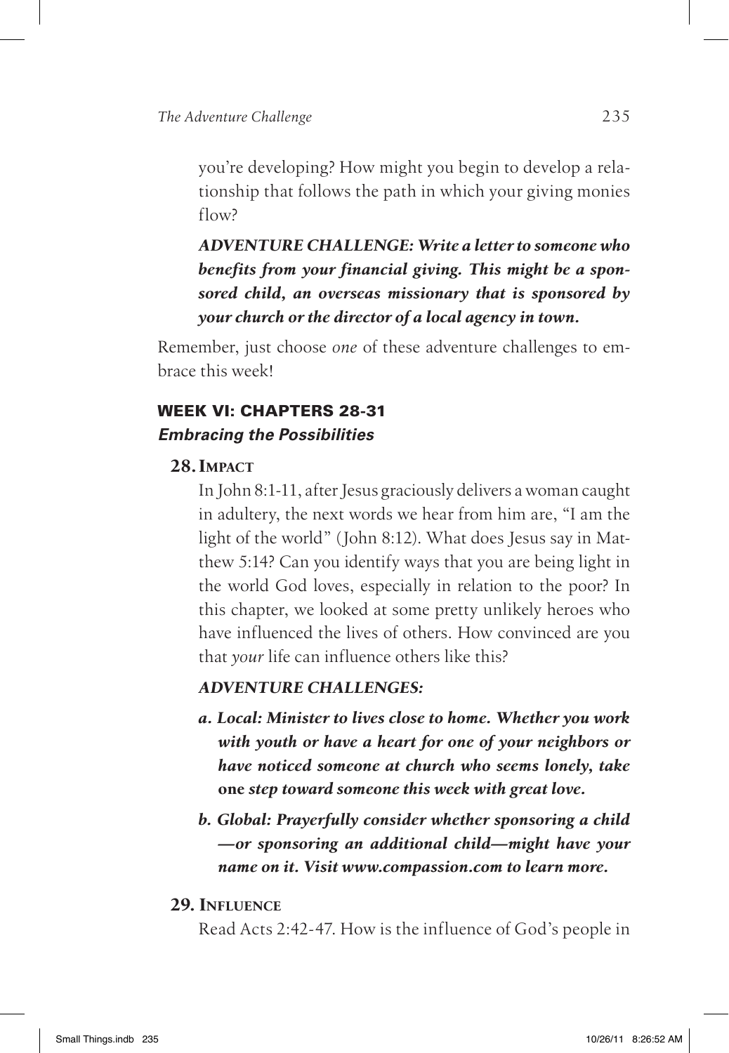you're developing? How might you begin to develop a relationship that follows the path in which your giving monies flow?

***ADVENTURE CHALLENGE: Write a letter to someone who benefits from your financial giving. This might be a sponsored child, an overseas missionary that is sponsored by your church or the director of a local agency in town.***

Remember, just choose *one* of these adventure challenges to embrace this week!

## WEEK VI: CHAPTERS 28-31

### *Embracing the Possibilities*

**28. Impact**

In John 8:1-11, after Jesus graciously delivers a woman caught in adultery, the next words we hear from him are, "I am the light of the world" (John 8:12). What does Jesus say in Matthew 5:14? Can you identify ways that you are being light in the world God loves, especially in relation to the poor? In this chapter, we looked at some pretty unlikely heroes who have influenced the lives of others. How convinced are you that *your* life can influence others like this?

***ADVENTURE CHALLENGES:***

- ***a. Local: Minister to lives close to home. Whether you work with youth or have a heart for one of your neighbors or have noticed someone at church who seems lonely, take*** **one** ***step toward someone this week with great love.***
- ***b. Global: Prayerfully consider whether sponsoring a child—or sponsoring an additional child—might have your name on it. Visit www.compassion.com to learn more.***

**29. Influence**

Read Acts 2:42-47. How is the influence of God's people in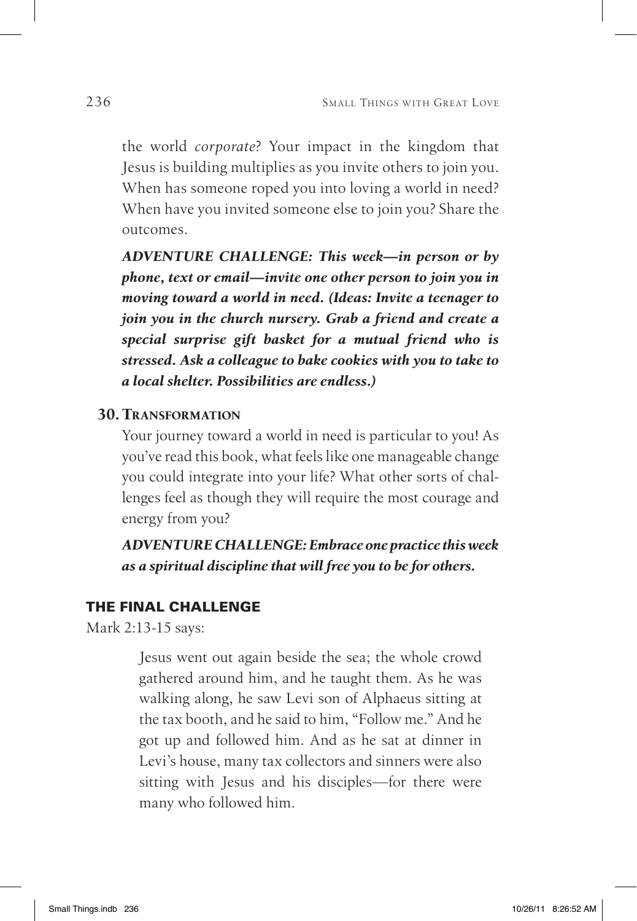the world *corporate*? Your impact in the kingdom that Jesus is building multiplies as you invite others to join you. When has someone roped you into loving a world in need? When have you invited someone else to join you? Share the outcomes.

***ADVENTURE CHALLENGE: This week—in person or by phone, text or email—invite one other person to join you in moving toward a world in need. (Ideas: Invite a teenager to join you in the church nursery. Grab a friend and create a special surprise gift basket for a mutual friend who is stressed. Ask a colleague to bake cookies with you to take to a local shelter. Possibilities are endless.)***

### 30. Transformation

Your journey toward a world in need is particular to you! As you've read this book, what feels like one manageable change you could integrate into your life? What other sorts of challenges feel as though they will require the most courage and energy from you?

***ADVENTURE CHALLENGE: Embrace one practice this week as a spiritual discipline that will free you to be for others.***

## THE FINAL CHALLENGE

Mark 2:13-15 says:

> Jesus went out again beside the sea; the whole crowd gathered around him, and he taught them. As he was walking along, he saw Levi son of Alphaeus sitting at the tax booth, and he said to him, "Follow me." And he got up and followed him. And as he sat at dinner in Levi's house, many tax collectors and sinners were also sitting with Jesus and his disciples—for there were many who followed him.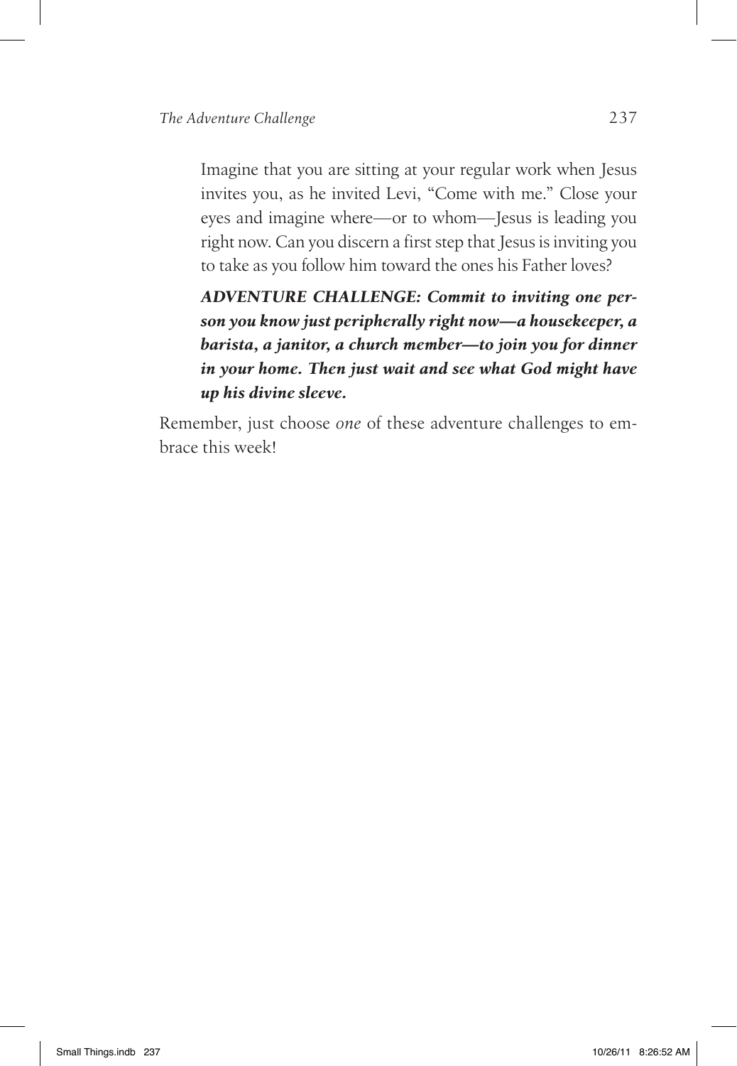Imagine that you are sitting at your regular work when Jesus invites you, as he invited Levi, "Come with me." Close your eyes and imagine where—or to whom—Jesus is leading you right now. Can you discern a first step that Jesus is inviting you to take as you follow him toward the ones his Father loves?

***ADVENTURE CHALLENGE: Commit to inviting one person you know just peripherally right now—a housekeeper, a barista, a janitor, a church member—to join you for dinner in your home. Then just wait and see what God might have up his divine sleeve.***

Remember, just choose *one* of these adventure challenges to embrace this week!